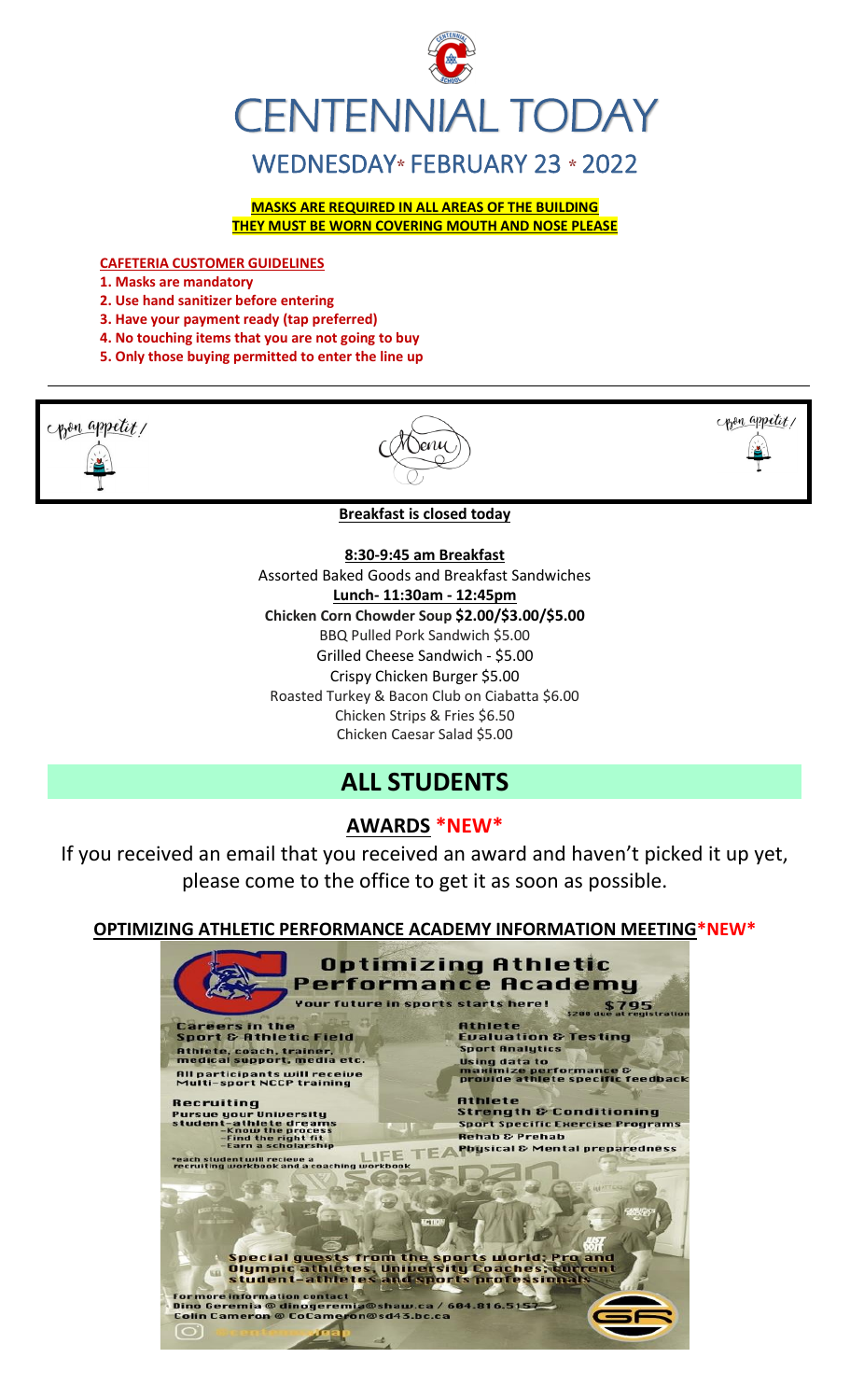# CENTENNIAL TODAY

## WEDNESDAY* FEBRUARY 23 * 2022

**MASKS ARE REQUIRED IN ALL AREAS OF THE BUILDING**
**THEY MUST BE WORN COVERING MOUTH AND NOSE PLEASE**

**CAFETERIA CUSTOMER GUIDELINES**

1. **Masks are mandatory**
2. **Use hand sanitizer before entering**
3. **Have your payment ready (tap preferred)**
4. **No touching items that you are not going to buy**
5. **Only those buying permitted to enter the line up**

---

Bon appetit! Menu Bon appetit!

**Breakfast is closed today**

**8:30-9:45 am Breakfast**
Assorted Baked Goods and Breakfast Sandwiches
**Lunch- 11:30am - 12:45pm**
**Chicken Corn Chowder Soup $2.00/$3.00/$5.00**
BBQ Pulled Pork Sandwich $5.00
Grilled Cheese Sandwich - $5.00
Crispy Chicken Burger $5.00
Roasted Turkey & Bacon Club on Ciabatta $6.00
Chicken Strips & Fries $6.50
Chicken Caesar Salad $5.00

# ALL STUDENTS

## AWARDS *NEW*

If you received an email that you received an award and haven't picked it up yet, please come to the office to get it as soon as possible.

## OPTIMIZING ATHLETIC PERFORMANCE ACADEMY INFORMATION MEETING*NEW*

**Optimizing Athletic Performance Academy**

Your future in sports starts here! $795 ($200 due at registration)

**Careers in the Sport & Athletic Field**
Athlete, coach, trainer, medical support, media etc.
All participants will receive Multi-sport NCCP training

**Recruiting**
Pursue your University student-athlete dreams
- Know the process
- Find the right fit
- Earn a scholarship

*each student will recieve a recruiting workbook and a coaching workbook

**Athlete Evaluation & Testing**
Sport Analytics
Using data to maximize performance & provide athlete specific feedback

**Athlete Strength & Conditioning**
Sport Specific Exercise Programs
Rehab & Prehab
Physical & Mental preparedness

Special guests from the sports world; Pro and Olympic athletes, University Coaches; current student-athletes and sports professionals

For more information contact
Dino Geremia @ dinogeremia@shaw.ca / 604.816.5157
Colin Cameron @ CoCameron@sd43.bc.ca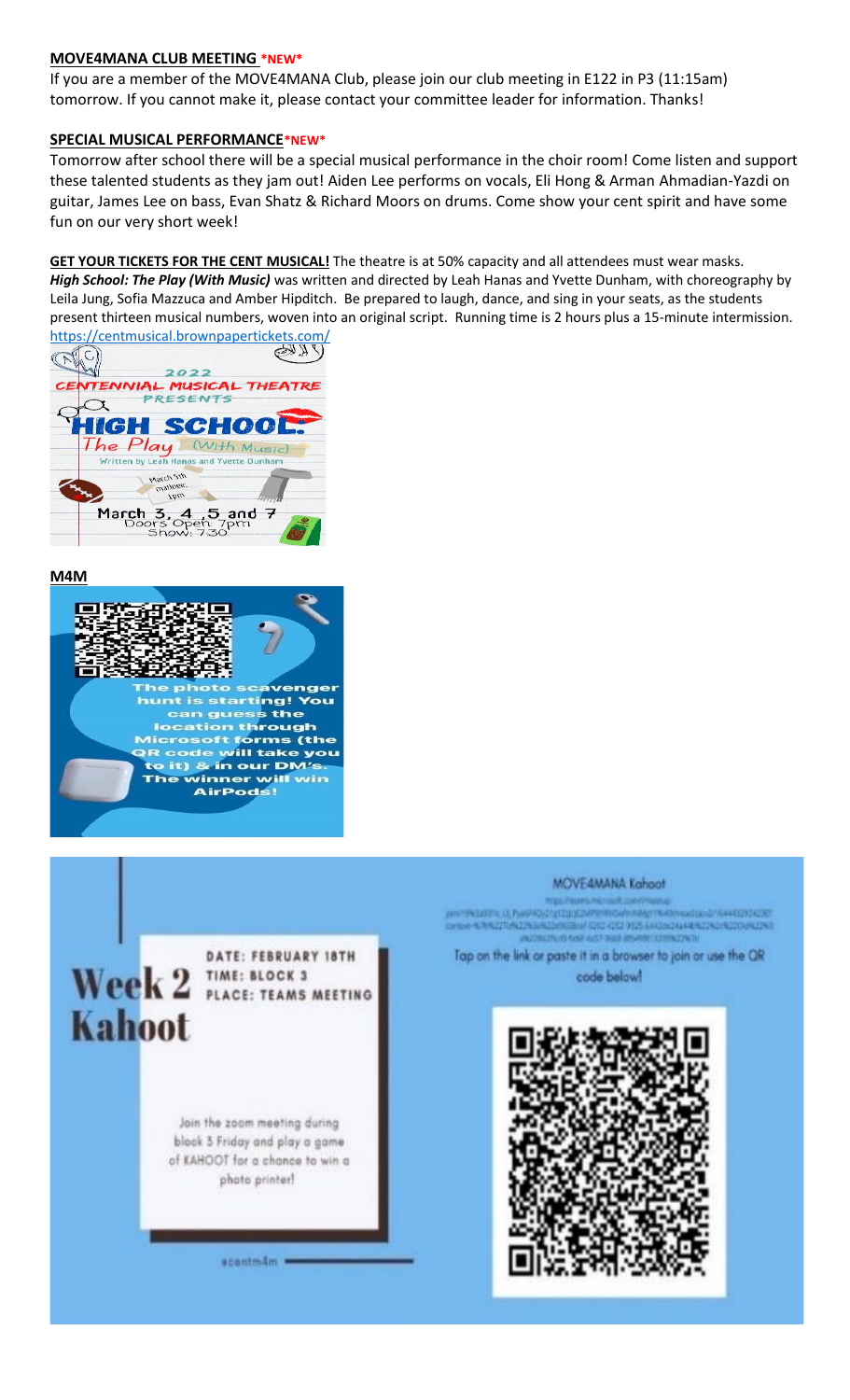**MOVE4MANA CLUB MEETING *NEW***

If you are a member of the MOVE4MANA Club, please join our club meeting in E122 in P3 (11:15am) tomorrow. If you cannot make it, please contact your committee leader for information. Thanks!

**SPECIAL MUSICAL PERFORMANCE*NEW***

Tomorrow after school there will be a special musical performance in the choir room! Come listen and support these talented students as they jam out! Aiden Lee performs on vocals, Eli Hong & Arman Ahmadian-Yazdi on guitar, James Lee on bass, Evan Shatz & Richard Moors on drums. Come show your cent spirit and have some fun on our very short week!

**GET YOUR TICKETS FOR THE CENT MUSICAL!** The theatre is at 50% capacity and all attendees must wear masks. ***High School: The Play (With Music)*** was written and directed by Leah Hanas and Yvette Dunham, with choreography by Leila Jung, Sofia Mazzuca and Amber Hipditch. Be prepared to laugh, dance, and sing in your seats, as the students present thirteen musical numbers, woven into an original script. Running time is 2 hours plus a 15-minute intermission.
https://centmusical.brownpapertickets.com/

2022
CENTENNIAL MUSICAL THEATRE
PRESENTS
HIGH SCHOOL:
The Play (With Music)
Written by Leah Hanas and Yvette Dunham
March 5th matinee 1pm
March 3, 4 ,5 and 7
Doors Open 7pm
Show: 7:30

**M4M**

The photo scavenger hunt is starting! You can guess the location through Microsoft forms (the QR code will take you to it) & in our DM's. The winner will win AirPods!

Week 2 Kahoot

DATE: FEBRUARY 18TH
TIME: BLOCK 3
PLACE: TEAMS MEETING

Join the zoom meeting during block 3 Friday and play a game of KAHOOT for a chance to win a photo printer!

#centm4m

MOVE4MANA Kahoot

Tap on the link or paste it in a browser to join or use the QR code below!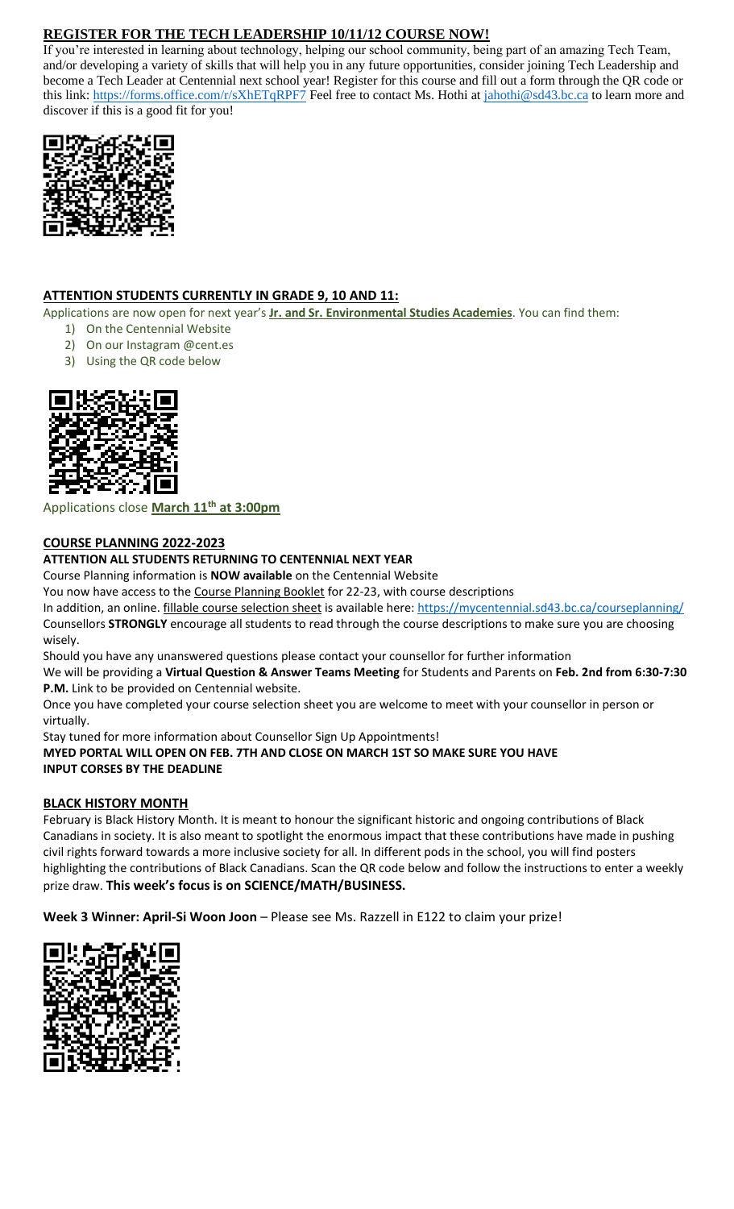## REGISTER FOR THE TECH LEADERSHIP 10/11/12 COURSE NOW!

If you're interested in learning about technology, helping our school community, being part of an amazing Tech Team, and/or developing a variety of skills that will help you in any future opportunities, consider joining Tech Leadership and become a Tech Leader at Centennial next school year! Register for this course and fill out a form through the QR code or this link: https://forms.office.com/r/sXhETqRPF7 Feel free to contact Ms. Hothi at jahothi@sd43.bc.ca to learn more and discover if this is a good fit for you!

## ATTENTION STUDENTS CURRENTLY IN GRADE 9, 10 AND 11:

Applications are now open for next year's **Jr. and Sr. Environmental Studies Academies**. You can find them:

1) On the Centennial Website
2) On our Instagram @cent.es
3) Using the QR code below

Applications close **March 11th at 3:00pm**

## COURSE PLANNING 2022-2023

**ATTENTION ALL STUDENTS RETURNING TO CENTENNIAL NEXT YEAR**

Course Planning information is **NOW available** on the Centennial Website

You now have access to the Course Planning Booklet for 22-23, with course descriptions

In addition, an online fillable course selection sheet is available here: https://mycentennial.sd43.bc.ca/courseplanning/

Counsellors **STRONGLY** encourage all students to read through the course descriptions to make sure you are choosing wisely.

Should you have any unanswered questions please contact your counsellor for further information

We will be providing a **Virtual Question & Answer Teams Meeting** for Students and Parents on **Feb. 2nd from 6:30-7:30 P.M.** Link to be provided on Centennial website.

Once you have completed your course selection sheet you are welcome to meet with your counsellor in person or virtually.

Stay tuned for more information about Counsellor Sign Up Appointments!

**MYED PORTAL WILL OPEN ON FEB. 7TH AND CLOSE ON MARCH 1ST SO MAKE SURE YOU HAVE INPUT CORSES BY THE DEADLINE**

## BLACK HISTORY MONTH

February is Black History Month. It is meant to honour the significant historic and ongoing contributions of Black Canadians in society. It is also meant to spotlight the enormous impact that these contributions have made in pushing civil rights forward towards a more inclusive society for all. In different pods in the school, you will find posters highlighting the contributions of Black Canadians. Scan the QR code below and follow the instructions to enter a weekly prize draw. **This week's focus is on SCIENCE/MATH/BUSINESS.**

**Week 3 Winner: April-Si Woon Joon** – Please see Ms. Razzell in E122 to claim your prize!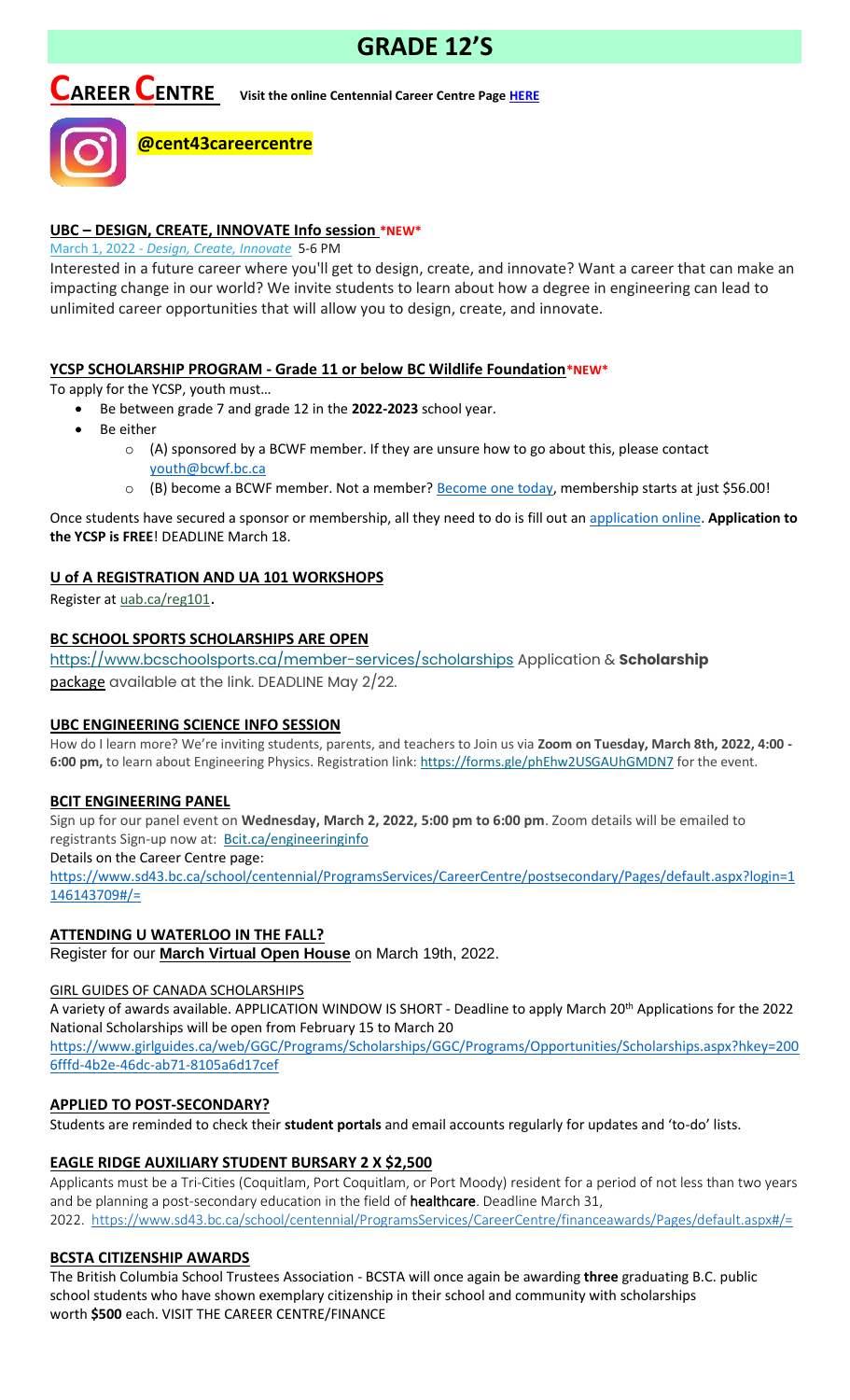# GRADE 12'S

## CAREER CENTRE **Visit the online Centennial Career Centre Page HERE**

**@cent43careercentre**

### UBC – DESIGN, CREATE, INNOVATE Info session *NEW*

March 1, 2022 - *Design, Create, Innovate* 5-6 PM

Interested in a future career where you'll get to design, create, and innovate? Want a career that can make an impacting change in our world? We invite students to learn about how a degree in engineering can lead to unlimited career opportunities that will allow you to design, create, and innovate.

### YCSP SCHOLARSHIP PROGRAM - Grade 11 or below BC Wildlife Foundation*NEW*

To apply for the YCSP, youth must…

- Be between grade 7 and grade 12 in the **2022-2023** school year.
- Be either
  - (A) sponsored by a BCWF member. If they are unsure how to go about this, please contact youth@bcwf.bc.ca
  - (B) become a BCWF member. Not a member? Become one today, membership starts at just $56.00!

Once students have secured a sponsor or membership, all they need to do is fill out an application online. **Application to the YCSP is FREE**! DEADLINE March 18.

### U of A REGISTRATION AND UA 101 WORKSHOPS

Register at uab.ca/reg101.

### BC SCHOOL SPORTS SCHOLARSHIPS ARE OPEN

https://www.bcschoolsports.ca/member-services/scholarships Application & **Scholarship package** available at the link. DEADLINE May 2/22.

### UBC ENGINEERING SCIENCE INFO SESSION

How do I learn more? We're inviting students, parents, and teachers to Join us via **Zoom on Tuesday, March 8th, 2022, 4:00 - 6:00 pm,** to learn about Engineering Physics. Registration link: https://forms.gle/phEhw2USGAUhGMDN7 for the event.

### BCIT ENGINEERING PANEL

Sign up for our panel event on **Wednesday, March 2, 2022, 5:00 pm to 6:00 pm**. Zoom details will be emailed to registrants Sign-up now at: Bcit.ca/engineeringinfo

Details on the Career Centre page:
https://www.sd43.bc.ca/school/centennial/ProgramsServices/CareerCentre/postsecondary/Pages/default.aspx?login=1146143709#/=

### ATTENDING U WATERLOO IN THE FALL?

Register for our **March Virtual Open House** on March 19th, 2022.

### GIRL GUIDES OF CANADA SCHOLARSHIPS

A variety of awards available. APPLICATION WINDOW IS SHORT - Deadline to apply March 20th Applications for the 2022 National Scholarships will be open from February 15 to March 20
https://www.girlguides.ca/web/GGC/Programs/Scholarships/GGC/Programs/Opportunities/Scholarships.aspx?hkey=2006fffd-4b2e-46dc-ab71-8105a6d17cef

### APPLIED TO POST-SECONDARY?

Students are reminded to check their **student portals** and email accounts regularly for updates and 'to-do' lists.

### EAGLE RIDGE AUXILIARY STUDENT BURSARY 2 X $2,500

Applicants must be a Tri-Cities (Coquitlam, Port Coquitlam, or Port Moody) resident for a period of not less than two years and be planning a post-secondary education in the field of **healthcare**. Deadline March 31, 2022. https://www.sd43.bc.ca/school/centennial/ProgramsServices/CareerCentre/financeawards/Pages/default.aspx#/=

### BCSTA CITIZENSHIP AWARDS

The British Columbia School Trustees Association - BCSTA will once again be awarding **three** graduating B.C. public school students who have shown exemplary citizenship in their school and community with scholarships worth **$500** each. VISIT THE CAREER CENTRE/FINANCE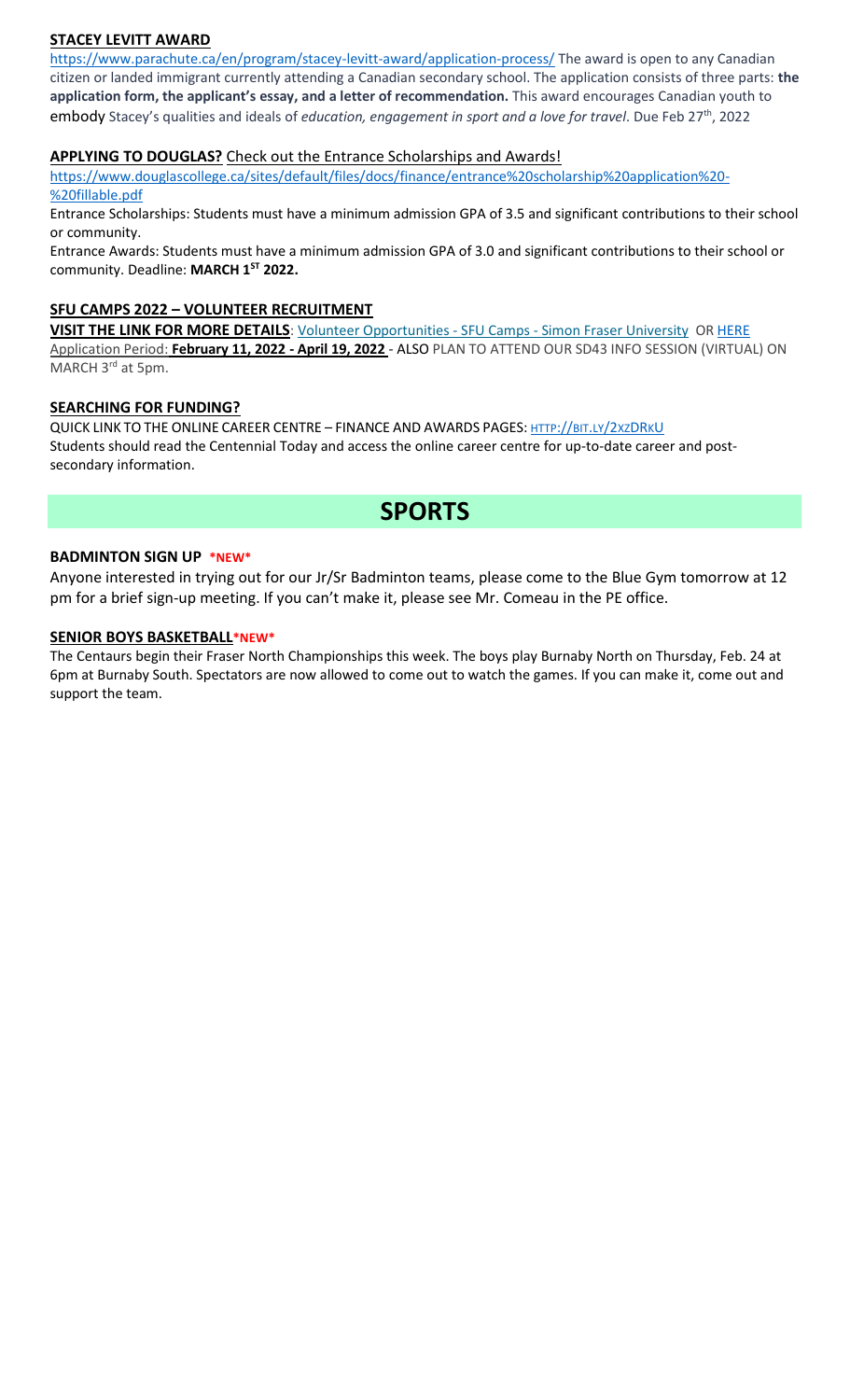### STACEY LEVITT AWARD

https://www.parachute.ca/en/program/stacey-levitt-award/application-process/ The award is open to any Canadian citizen or landed immigrant currently attending a Canadian secondary school. The application consists of three parts: **the application form, the applicant's essay, and a letter of recommendation.** This award encourages Canadian youth to embody Stacey's qualities and ideals of *education, engagement in sport and a love for travel*. Due Feb 27th, 2022

### APPLYING TO DOUGLAS? Check out the Entrance Scholarships and Awards!

https://www.douglascollege.ca/sites/default/files/docs/finance/entrance%20scholarship%20application%20-%20fillable.pdf

Entrance Scholarships: Students must have a minimum admission GPA of 3.5 and significant contributions to their school or community.

Entrance Awards: Students must have a minimum admission GPA of 3.0 and significant contributions to their school or community. Deadline: **MARCH 1ST 2022.**

### SFU CAMPS 2022 – VOLUNTEER RECRUITMENT

**VISIT THE LINK FOR MORE DETAILS**: Volunteer Opportunities - SFU Camps - Simon Fraser University OR HERE

Application Period: **February 11, 2022 - April 19, 2022** - ALSO PLAN TO ATTEND OUR SD43 INFO SESSION (VIRTUAL) ON MARCH 3rd at 5pm.

### SEARCHING FOR FUNDING?

QUICK LINK TO THE ONLINE CAREER CENTRE – FINANCE AND AWARDS PAGES: HTTP://BIT.LY/2XZDRKU

Students should read the Centennial Today and access the online career centre for up-to-date career and post-secondary information.

# SPORTS

### BADMINTON SIGN UP *NEW*

Anyone interested in trying out for our Jr/Sr Badminton teams, please come to the Blue Gym tomorrow at 12 pm for a brief sign-up meeting. If you can't make it, please see Mr. Comeau in the PE office.

### SENIOR BOYS BASKETBALL *NEW*

The Centaurs begin their Fraser North Championships this week. The boys play Burnaby North on Thursday, Feb. 24 at 6pm at Burnaby South. Spectators are now allowed to come out to watch the games. If you can make it, come out and support the team.